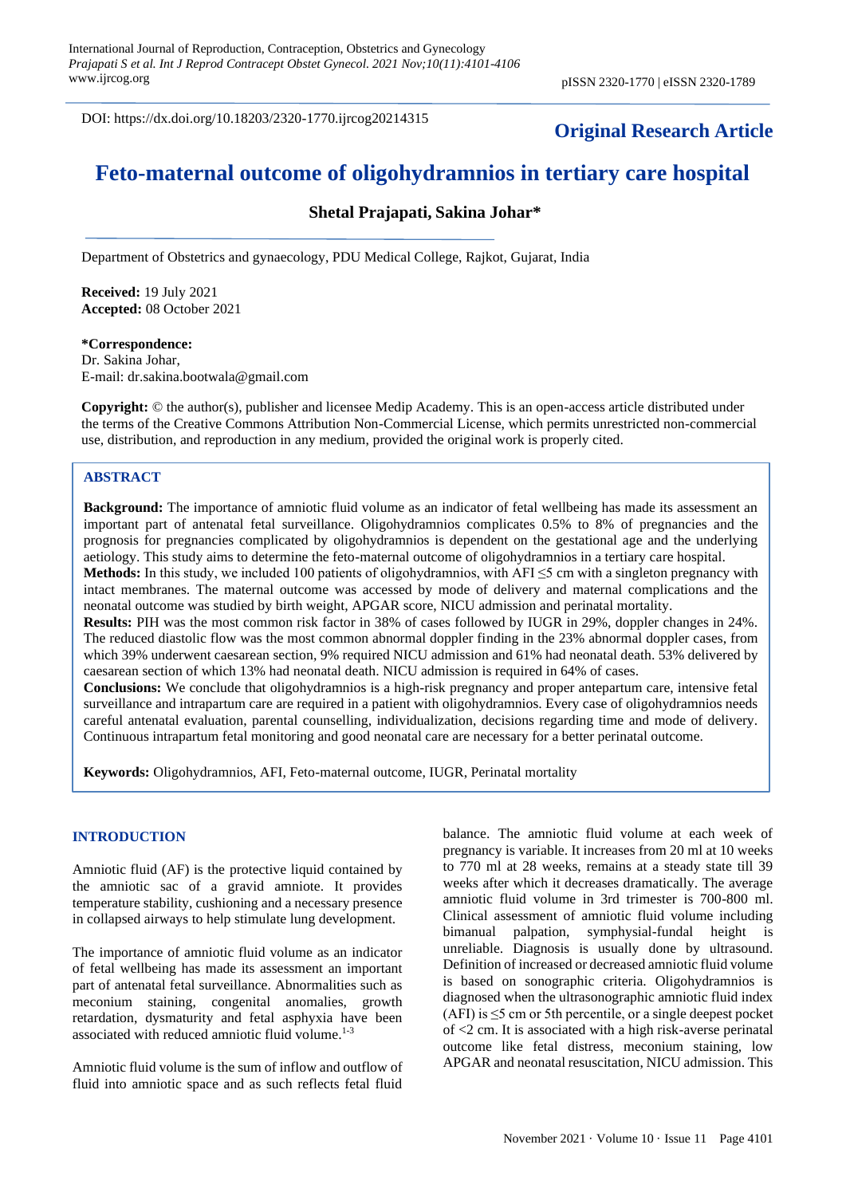DOI: https://dx.doi.org/10.18203/2320-1770.ijrcog20214315

**Original Research Article**

# Feto-maternal outcome of oligohydramnios in tertiary care hospital

**Shetal Prajapati, Sakina Johar***

Department of Obstetrics and gynaecology, PDU Medical College, Rajkot, Gujarat, India

**Received:** 19 July 2021
**Accepted:** 08 October 2021

**\*Correspondence:**
Dr. Sakina Johar,
E-mail: dr.sakina.bootwala@gmail.com

**Copyright:** © the author(s), publisher and licensee Medip Academy. This is an open-access article distributed under the terms of the Creative Commons Attribution Non-Commercial License, which permits unrestricted non-commercial use, distribution, and reproduction in any medium, provided the original work is properly cited.

## ABSTRACT

**Background:** The importance of amniotic fluid volume as an indicator of fetal wellbeing has made its assessment an important part of antenatal fetal surveillance. Oligohydramnios complicates 0.5% to 8% of pregnancies and the prognosis for pregnancies complicated by oligohydramnios is dependent on the gestational age and the underlying aetiology. This study aims to determine the feto-maternal outcome of oligohydramnios in a tertiary care hospital.

**Methods:** In this study, we included 100 patients of oligohydramnios, with AFI ≤5 cm with a singleton pregnancy with intact membranes. The maternal outcome was accessed by mode of delivery and maternal complications and the neonatal outcome was studied by birth weight, APGAR score, NICU admission and perinatal mortality.

**Results:** PIH was the most common risk factor in 38% of cases followed by IUGR in 29%, doppler changes in 24%. The reduced diastolic flow was the most common abnormal doppler finding in the 23% abnormal doppler cases, from which 39% underwent caesarean section, 9% required NICU admission and 61% had neonatal death. 53% delivered by caesarean section of which 13% had neonatal death. NICU admission is required in 64% of cases.

**Conclusions:** We conclude that oligohydramnios is a high-risk pregnancy and proper antepartum care, intensive fetal surveillance and intrapartum care are required in a patient with oligohydramnios. Every case of oligohydramnios needs careful antenatal evaluation, parental counselling, individualization, decisions regarding time and mode of delivery. Continuous intrapartum fetal monitoring and good neonatal care are necessary for a better perinatal outcome.

**Keywords:** Oligohydramnios, AFI, Feto-maternal outcome, IUGR, Perinatal mortality

## INTRODUCTION

Amniotic fluid (AF) is the protective liquid contained by the amniotic sac of a gravid amniote. It provides temperature stability, cushioning and a necessary presence in collapsed airways to help stimulate lung development.

The importance of amniotic fluid volume as an indicator of fetal wellbeing has made its assessment an important part of antenatal fetal surveillance. Abnormalities such as meconium staining, congenital anomalies, growth retardation, dysmaturity and fetal asphyxia have been associated with reduced amniotic fluid volume.[1-3]

Amniotic fluid volume is the sum of inflow and outflow of fluid into amniotic space and as such reflects fetal fluid balance. The amniotic fluid volume at each week of pregnancy is variable. It increases from 20 ml at 10 weeks to 770 ml at 28 weeks, remains at a steady state till 39 weeks after which it decreases dramatically. The average amniotic fluid volume in 3rd trimester is 700-800 ml. Clinical assessment of amniotic fluid volume including bimanual palpation, symphysial-fundal height is unreliable. Diagnosis is usually done by ultrasound. Definition of increased or decreased amniotic fluid volume is based on sonographic criteria. Oligohydramnios is diagnosed when the ultrasonographic amniotic fluid index (AFI) is ≤5 cm or 5th percentile, or a single deepest pocket of <2 cm. It is associated with a high risk-averse perinatal outcome like fetal distress, meconium staining, low APGAR and neonatal resuscitation, NICU admission. This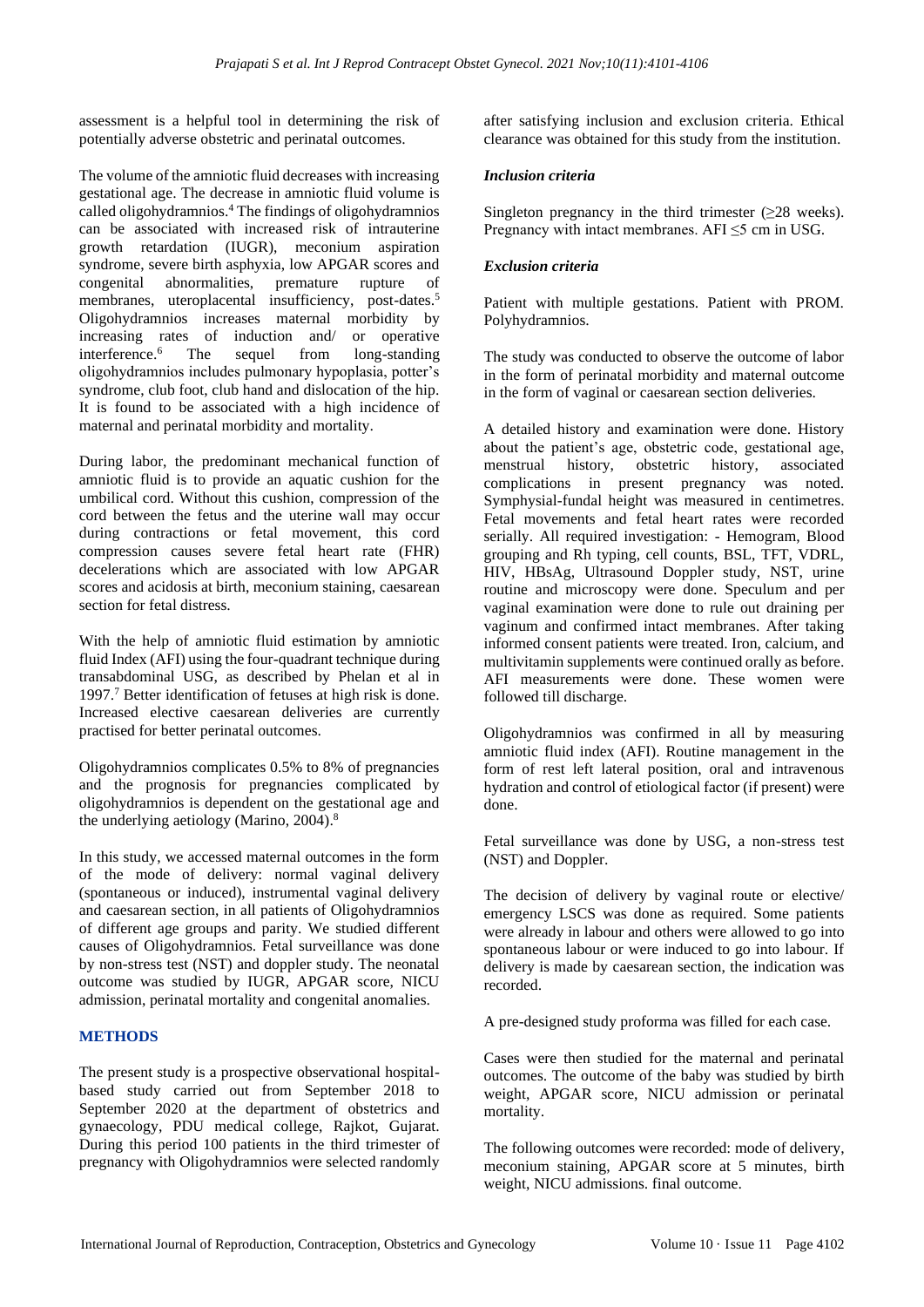assessment is a helpful tool in determining the risk of potentially adverse obstetric and perinatal outcomes.

The volume of the amniotic fluid decreases with increasing gestational age. The decrease in amniotic fluid volume is called oligohydramnios.[4] The findings of oligohydramnios can be associated with increased risk of intrauterine growth retardation (IUGR), meconium aspiration syndrome, severe birth asphyxia, low APGAR scores and congenital abnormalities, premature rupture of membranes, uteroplacental insufficiency, post-dates.[5] Oligohydramnios increases maternal morbidity by increasing rates of induction and/ or operative interference.[6] The sequel from long-standing oligohydramnios includes pulmonary hypoplasia, potter's syndrome, club foot, club hand and dislocation of the hip. It is found to be associated with a high incidence of maternal and perinatal morbidity and mortality.

During labor, the predominant mechanical function of amniotic fluid is to provide an aquatic cushion for the umbilical cord. Without this cushion, compression of the cord between the fetus and the uterine wall may occur during contractions or fetal movement, this cord compression causes severe fetal heart rate (FHR) decelerations which are associated with low APGAR scores and acidosis at birth, meconium staining, caesarean section for fetal distress.

With the help of amniotic fluid estimation by amniotic fluid Index (AFI) using the four-quadrant technique during transabdominal USG, as described by Phelan et al in 1997.[7] Better identification of fetuses at high risk is done. Increased elective caesarean deliveries are currently practised for better perinatal outcomes.

Oligohydramnios complicates 0.5% to 8% of pregnancies and the prognosis for pregnancies complicated by oligohydramnios is dependent on the gestational age and the underlying aetiology (Marino, 2004).[8]

In this study, we accessed maternal outcomes in the form of the mode of delivery: normal vaginal delivery (spontaneous or induced), instrumental vaginal delivery and caesarean section, in all patients of Oligohydramnios of different age groups and parity. We studied different causes of Oligohydramnios. Fetal surveillance was done by non-stress test (NST) and doppler study. The neonatal outcome was studied by IUGR, APGAR score, NICU admission, perinatal mortality and congenital anomalies.

## METHODS

The present study is a prospective observational hospital-based study carried out from September 2018 to September 2020 at the department of obstetrics and gynaecology, PDU medical college, Rajkot, Gujarat. During this period 100 patients in the third trimester of pregnancy with Oligohydramnios were selected randomly after satisfying inclusion and exclusion criteria. Ethical clearance was obtained for this study from the institution.

### *Inclusion criteria*

Singleton pregnancy in the third trimester (≥28 weeks). Pregnancy with intact membranes. AFI ≤5 cm in USG.

### *Exclusion criteria*

Patient with multiple gestations. Patient with PROM. Polyhydramnios.

The study was conducted to observe the outcome of labor in the form of perinatal morbidity and maternal outcome in the form of vaginal or caesarean section deliveries.

A detailed history and examination were done. History about the patient's age, obstetric code, gestational age, menstrual history, obstetric history, associated complications in present pregnancy was noted. Symphysial-fundal height was measured in centimetres. Fetal movements and fetal heart rates were recorded serially. All required investigation: - Hemogram, Blood grouping and Rh typing, cell counts, BSL, TFT, VDRL, HIV, HBsAg, Ultrasound Doppler study, NST, urine routine and microscopy were done. Speculum and per vaginal examination were done to rule out draining per vaginum and confirmed intact membranes. After taking informed consent patients were treated. Iron, calcium, and multivitamin supplements were continued orally as before. AFI measurements were done. These women were followed till discharge.

Oligohydramnios was confirmed in all by measuring amniotic fluid index (AFI). Routine management in the form of rest left lateral position, oral and intravenous hydration and control of etiological factor (if present) were done.

Fetal surveillance was done by USG, a non-stress test (NST) and Doppler.

The decision of delivery by vaginal route or elective/ emergency LSCS was done as required. Some patients were already in labour and others were allowed to go into spontaneous labour or were induced to go into labour. If delivery is made by caesarean section, the indication was recorded.

A pre-designed study proforma was filled for each case.

Cases were then studied for the maternal and perinatal outcomes. The outcome of the baby was studied by birth weight, APGAR score, NICU admission or perinatal mortality.

The following outcomes were recorded: mode of delivery, meconium staining, APGAR score at 5 minutes, birth weight, NICU admissions. final outcome.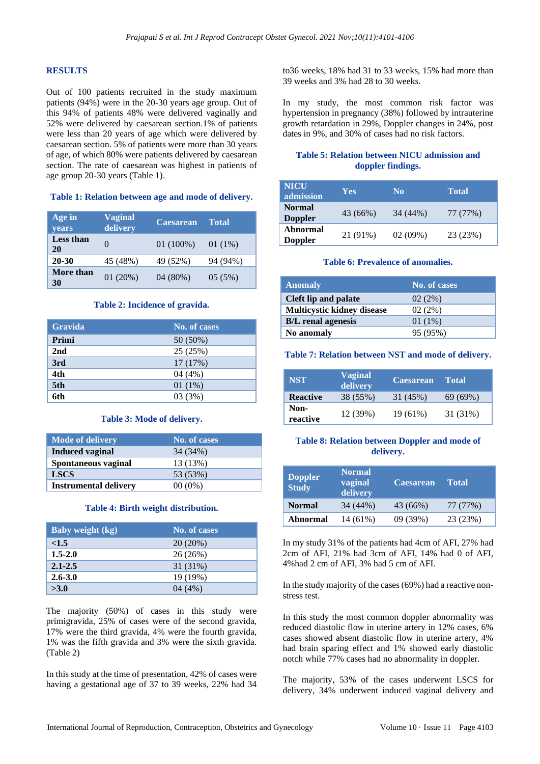## RESULTS

Out of 100 patients recruited in the study maximum patients (94%) were in the 20-30 years age group. Out of this 94% of patients 48% were delivered vaginally and 52% were delivered by caesarean section.1% of patients were less than 20 years of age which were delivered by caesarean section. 5% of patients were more than 30 years of age, of which 80% were patients delivered by caesarean section. The rate of caesarean was highest in patients of age group 20-30 years (Table 1).

**Table 1: Relation between age and mode of delivery.**

| Age in years | Vaginal delivery | Caesarean | Total |
|---|---|---|---|
| **Less than 20** | 0 | 01 (100%) | 01 (1%) |
| **20-30** | 45 (48%) | 49 (52%) | 94 (94%) |
| **More than 30** | 01 (20%) | 04 (80%) | 05 (5%) |

**Table 2: Incidence of gravida.**

| Gravida | No. of cases |
|---|---|
| **Primi** | 50 (50%) |
| **2nd** | 25 (25%) |
| **3rd** | 17 (17%) |
| **4th** | 04 (4%) |
| **5th** | 01 (1%) |
| **6th** | 03 (3%) |

**Table 3: Mode of delivery.**

| Mode of delivery | No. of cases |
|---|---|
| **Induced vaginal** | 34 (34%) |
| **Spontaneous vaginal** | 13 (13%) |
| **LSCS** | 53 (53%) |
| **Instrumental delivery** | 00 (0%) |

**Table 4: Birth weight distribution.**

| Baby weight (kg) | No. of cases |
|---|---|
| **<1.5** | 20 (20%) |
| **1.5-2.0** | 26 (26%) |
| **2.1-2.5** | 31 (31%) |
| **2.6-3.0** | 19 (19%) |
| **>3.0** | 04 (4%) |

The majority (50%) of cases in this study were primigravida, 25% of cases were of the second gravida, 17% were the third gravida, 4% were the fourth gravida, 1% was the fifth gravida and 3% were the sixth gravida. (Table 2)

In this study at the time of presentation, 42% of cases were having a gestational age of 37 to 39 weeks, 22% had 34 to36 weeks, 18% had 31 to 33 weeks, 15% had more than 39 weeks and 3% had 28 to 30 weeks.

In my study, the most common risk factor was hypertension in pregnancy (38%) followed by intrauterine growth retardation in 29%, Doppler changes in 24%, post dates in 9%, and 30% of cases had no risk factors.

**Table 5: Relation between NICU admission and doppler findings.**

| NICU admission | Yes | No | Total |
|---|---|---|---|
| **Normal Doppler** | 43 (66%) | 34 (44%) | 77 (77%) |
| **Abnormal Doppler** | 21 (91%) | 02 (09%) | 23 (23%) |

**Table 6: Prevalence of anomalies.**

| Anomaly | No. of cases |
|---|---|
| **Cleft lip and palate** | 02 (2%) |
| **Multicystic kidney disease** | 02 (2%) |
| **B/L renal agenesis** | 01 (1%) |
| **No anomaly** | 95 (95%) |

**Table 7: Relation between NST and mode of delivery.**

| NST | Vaginal delivery | Caesarean | Total |
|---|---|---|---|
| **Reactive** | 38 (55%) | 31 (45%) | 69 (69%) |
| **Non-reactive** | 12 (39%) | 19 (61%) | 31 (31%) |

**Table 8: Relation between Doppler and mode of delivery.**

| Doppler Study | Normal vaginal delivery | Caesarean | Total |
|---|---|---|---|
| **Normal** | 34 (44%) | 43 (66%) | 77 (77%) |
| **Abnormal** | 14 (61%) | 09 (39%) | 23 (23%) |

In my study 31% of the patients had 4cm of AFI, 27% had 2cm of AFI, 21% had 3cm of AFI, 14% had 0 of AFI, 4%had 2 cm of AFI, 3% had 5 cm of AFI.

In the study majority of the cases (69%) had a reactive non-stress test.

In this study the most common doppler abnormality was reduced diastolic flow in uterine artery in 12% cases, 6% cases showed absent diastolic flow in uterine artery, 4% had brain sparing effect and 1% showed early diastolic notch while 77% cases had no abnormality in doppler.

The majority, 53% of the cases underwent LSCS for delivery, 34% underwent induced vaginal delivery and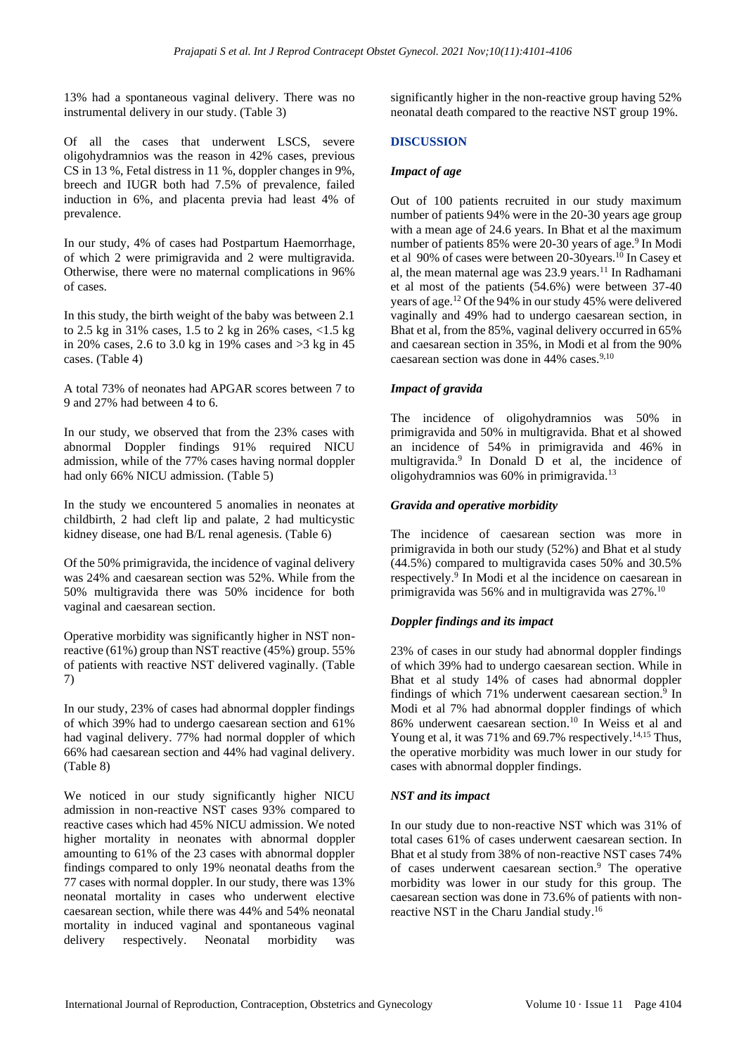13% had a spontaneous vaginal delivery. There was no instrumental delivery in our study. (Table 3)

Of all the cases that underwent LSCS, severe oligohydramnios was the reason in 42% cases, previous CS in 13 %, Fetal distress in 11 %, doppler changes in 9%, breech and IUGR both had 7.5% of prevalence, failed induction in 6%, and placenta previa had least 4% of prevalence.

In our study, 4% of cases had Postpartum Haemorrhage, of which 2 were primigravida and 2 were multigravida. Otherwise, there were no maternal complications in 96% of cases.

In this study, the birth weight of the baby was between 2.1 to 2.5 kg in 31% cases, 1.5 to 2 kg in 26% cases, <1.5 kg in 20% cases, 2.6 to 3.0 kg in 19% cases and >3 kg in 45 cases. (Table 4)

A total 73% of neonates had APGAR scores between 7 to 9 and 27% had between 4 to 6.

In our study, we observed that from the 23% cases with abnormal Doppler findings 91% required NICU admission, while of the 77% cases having normal doppler had only 66% NICU admission. (Table 5)

In the study we encountered 5 anomalies in neonates at childbirth, 2 had cleft lip and palate, 2 had multicystic kidney disease, one had B/L renal agenesis. (Table 6)

Of the 50% primigravida, the incidence of vaginal delivery was 24% and caesarean section was 52%. While from the 50% multigravida there was 50% incidence for both vaginal and caesarean section.

Operative morbidity was significantly higher in NST non-reactive (61%) group than NST reactive (45%) group. 55% of patients with reactive NST delivered vaginally. (Table 7)

In our study, 23% of cases had abnormal doppler findings of which 39% had to undergo caesarean section and 61% had vaginal delivery. 77% had normal doppler of which 66% had caesarean section and 44% had vaginal delivery. (Table 8)

We noticed in our study significantly higher NICU admission in non-reactive NST cases 93% compared to reactive cases which had 45% NICU admission. We noted higher mortality in neonates with abnormal doppler amounting to 61% of the 23 cases with abnormal doppler findings compared to only 19% neonatal deaths from the 77 cases with normal doppler. In our study, there was 13% neonatal mortality in cases who underwent elective caesarean section, while there was 44% and 54% neonatal mortality in induced vaginal and spontaneous vaginal delivery respectively. Neonatal morbidity was significantly higher in the non-reactive group having 52% neonatal death compared to the reactive NST group 19%.

## DISCUSSION

### *Impact of age*

Out of 100 patients recruited in our study maximum number of patients 94% were in the 20-30 years age group with a mean age of 24.6 years. In Bhat et al the maximum number of patients 85% were 20-30 years of age.[9] In Modi et al 90% of cases were between 20-30years.[10] In Casey et al, the mean maternal age was 23.9 years.[11] In Radhamani et al most of the patients (54.6%) were between 37-40 years of age.[12] Of the 94% in our study 45% were delivered vaginally and 49% had to undergo caesarean section, in Bhat et al, from the 85%, vaginal delivery occurred in 65% and caesarean section in 35%, in Modi et al from the 90% caesarean section was done in 44% cases.[9,10]

### *Impact of gravida*

The incidence of oligohydramnios was 50% in primigravida and 50% in multigravida. Bhat et al showed an incidence of 54% in primigravida and 46% in multigravida.[9] In Donald D et al, the incidence of oligohydramnios was 60% in primigravida.[13]

### *Gravida and operative morbidity*

The incidence of caesarean section was more in primigravida in both our study (52%) and Bhat et al study (44.5%) compared to multigravida cases 50% and 30.5% respectively.[9] In Modi et al the incidence on caesarean in primigravida was 56% and in multigravida was 27%.[10]

### *Doppler findings and its impact*

23% of cases in our study had abnormal doppler findings of which 39% had to undergo caesarean section. While in Bhat et al study 14% of cases had abnormal doppler findings of which 71% underwent caesarean section.[9] In Modi et al 7% had abnormal doppler findings of which 86% underwent caesarean section.[10] In Weiss et al and Young et al, it was 71% and 69.7% respectively.[14,15] Thus, the operative morbidity was much lower in our study for cases with abnormal doppler findings.

### *NST and its impact*

In our study due to non-reactive NST which was 31% of total cases 61% of cases underwent caesarean section. In Bhat et al study from 38% of non-reactive NST cases 74% of cases underwent caesarean section.[9] The operative morbidity was lower in our study for this group. The caesarean section was done in 73.6% of patients with non-reactive NST in the Charu Jandial study.[16]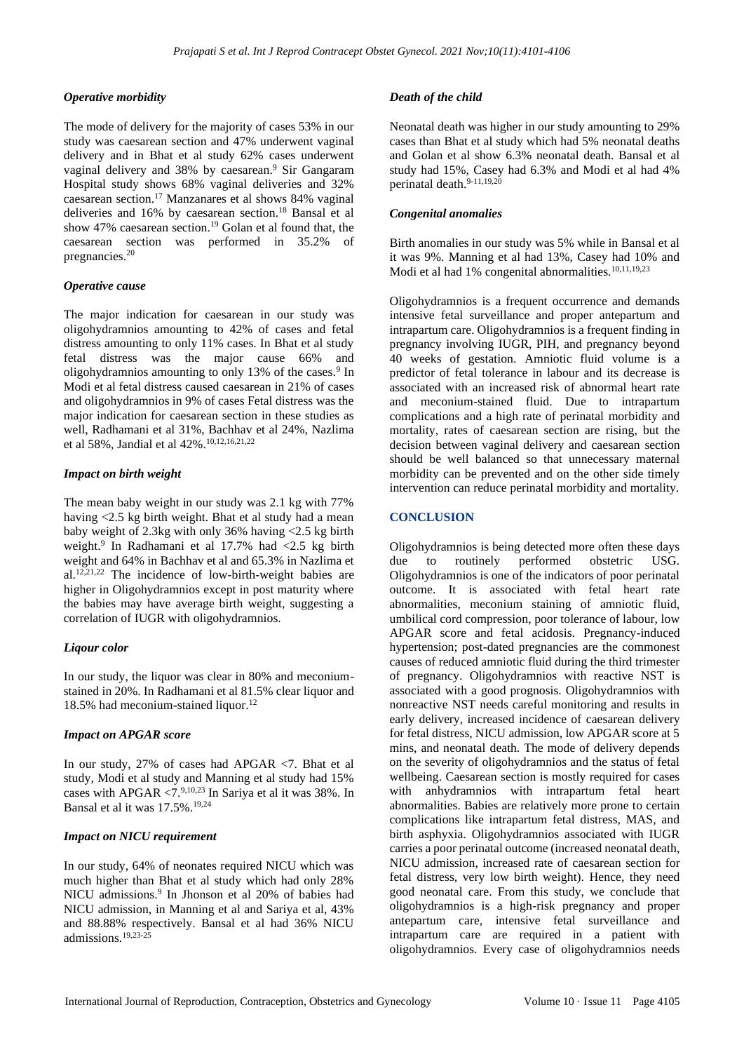### *Operative morbidity*

The mode of delivery for the majority of cases 53% in our study was caesarean section and 47% underwent vaginal delivery and in Bhat et al study 62% cases underwent vaginal delivery and 38% by caesarean.[9] Sir Gangaram Hospital study shows 68% vaginal deliveries and 32% caesarean section.[17] Manzanares et al shows 84% vaginal deliveries and 16% by caesarean section.[18] Bansal et al show 47% caesarean section.[19] Golan et al found that, the caesarean section was performed in 35.2% of pregnancies.[20]

### *Operative cause*

The major indication for caesarean in our study was oligohydramnios amounting to 42% of cases and fetal distress amounting to only 11% cases. In Bhat et al study fetal distress was the major cause 66% and oligohydramnios amounting to only 13% of the cases.[9] In Modi et al fetal distress caused caesarean in 21% of cases and oligohydramnios in 9% of cases Fetal distress was the major indication for caesarean section in these studies as well, Radhamani et al 31%, Bachhav et al 24%, Nazlima et al 58%, Jandial et al 42%.[10,12,16,21,22]

### *Impact on birth weight*

The mean baby weight in our study was 2.1 kg with 77% having <2.5 kg birth weight. Bhat et al study had a mean baby weight of 2.3kg with only 36% having <2.5 kg birth weight.[9] In Radhamani et al 17.7% had <2.5 kg birth weight and 64% in Bachhav et al and 65.3% in Nazlima et al.[12,21,22] The incidence of low-birth-weight babies are higher in Oligohydramnios except in post maturity where the babies may have average birth weight, suggesting a correlation of IUGR with oligohydramnios.

### *Liqour color*

In our study, the liquor was clear in 80% and meconium-stained in 20%. In Radhamani et al 81.5% clear liquor and 18.5% had meconium-stained liquor.[12]

### *Impact on APGAR score*

In our study, 27% of cases had APGAR <7. Bhat et al study, Modi et al study and Manning et al study had 15% cases with APGAR <7.[9,10,23] In Sariya et al it was 38%. In Bansal et al it was 17.5%.[19,24]

### *Impact on NICU requirement*

In our study, 64% of neonates required NICU which was much higher than Bhat et al study which had only 28% NICU admissions.[9] In Jhonson et al 20% of babies had NICU admission, in Manning et al and Sariya et al, 43% and 88.88% respectively. Bansal et al had 36% NICU admissions.[19,23-25]

### *Death of the child*

Neonatal death was higher in our study amounting to 29% cases than Bhat et al study which had 5% neonatal deaths and Golan et al show 6.3% neonatal death. Bansal et al study had 15%, Casey had 6.3% and Modi et al had 4% perinatal death.[9-11,19,20]

### *Congenital anomalies*

Birth anomalies in our study was 5% while in Bansal et al it was 9%. Manning et al had 13%, Casey had 10% and Modi et al had 1% congenital abnormalities.[10,11,19,23]

Oligohydramnios is a frequent occurrence and demands intensive fetal surveillance and proper antepartum and intrapartum care. Oligohydramnios is a frequent finding in pregnancy involving IUGR, PIH, and pregnancy beyond 40 weeks of gestation. Amniotic fluid volume is a predictor of fetal tolerance in labour and its decrease is associated with an increased risk of abnormal heart rate and meconium-stained fluid. Due to intrapartum complications and a high rate of perinatal morbidity and mortality, rates of caesarean section are rising, but the decision between vaginal delivery and caesarean section should be well balanced so that unnecessary maternal morbidity can be prevented and on the other side timely intervention can reduce perinatal morbidity and mortality.

## CONCLUSION

Oligohydramnios is being detected more often these days due to routinely performed obstetric USG. Oligohydramnios is one of the indicators of poor perinatal outcome. It is associated with fetal heart rate abnormalities, meconium staining of amniotic fluid, umbilical cord compression, poor tolerance of labour, low APGAR score and fetal acidosis. Pregnancy-induced hypertension; post-dated pregnancies are the commonest causes of reduced amniotic fluid during the third trimester of pregnancy. Oligohydramnios with reactive NST is associated with a good prognosis. Oligohydramnios with nonreactive NST needs careful monitoring and results in early delivery, increased incidence of caesarean delivery for fetal distress, NICU admission, low APGAR score at 5 mins, and neonatal death. The mode of delivery depends on the severity of oligohydramnios and the status of fetal wellbeing. Caesarean section is mostly required for cases with anhydramnios with intrapartum fetal heart abnormalities. Babies are relatively more prone to certain complications like intrapartum fetal distress, MAS, and birth asphyxia. Oligohydramnios associated with IUGR carries a poor perinatal outcome (increased neonatal death, NICU admission, increased rate of caesarean section for fetal distress, very low birth weight). Hence, they need good neonatal care. From this study, we conclude that oligohydramnios is a high-risk pregnancy and proper antepartum care, intensive fetal surveillance and intrapartum care are required in a patient with oligohydramnios. Every case of oligohydramnios needs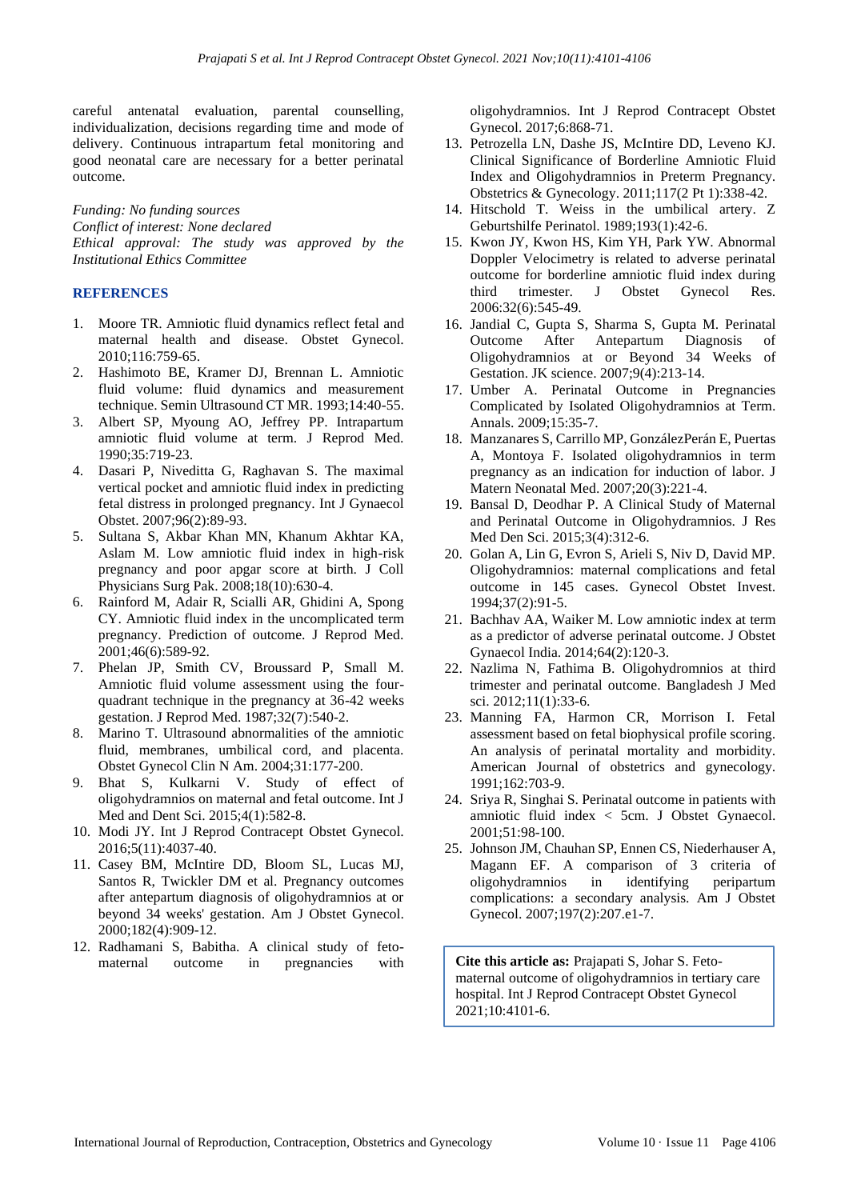careful antenatal evaluation, parental counselling, individualization, decisions regarding time and mode of delivery. Continuous intrapartum fetal monitoring and good neonatal care are necessary for a better perinatal outcome.

*Funding: No funding sources*
*Conflict of interest: None declared*
*Ethical approval: The study was approved by the Institutional Ethics Committee*

## REFERENCES

1. Moore TR. Amniotic fluid dynamics reflect fetal and maternal health and disease. Obstet Gynecol. 2010;116:759-65.
2. Hashimoto BE, Kramer DJ, Brennan L. Amniotic fluid volume: fluid dynamics and measurement technique. Semin Ultrasound CT MR. 1993;14:40-55.
3. Albert SP, Myoung AO, Jeffrey PP. Intrapartum amniotic fluid volume at term. J Reprod Med. 1990;35:719-23.
4. Dasari P, Niveditta G, Raghavan S. The maximal vertical pocket and amniotic fluid index in predicting fetal distress in prolonged pregnancy. Int J Gynaecol Obstet. 2007;96(2):89-93.
5. Sultana S, Akbar Khan MN, Khanum Akhtar KA, Aslam M. Low amniotic fluid index in high-risk pregnancy and poor apgar score at birth. J Coll Physicians Surg Pak. 2008;18(10):630-4.
6. Rainford M, Adair R, Scialli AR, Ghidini A, Spong CY. Amniotic fluid index in the uncomplicated term pregnancy. Prediction of outcome. J Reprod Med. 2001;46(6):589-92.
7. Phelan JP, Smith CV, Broussard P, Small M. Amniotic fluid volume assessment using the four-quadrant technique in the pregnancy at 36-42 weeks gestation. J Reprod Med. 1987;32(7):540-2.
8. Marino T. Ultrasound abnormalities of the amniotic fluid, membranes, umbilical cord, and placenta. Obstet Gynecol Clin N Am. 2004;31:177-200.
9. Bhat S, Kulkarni V. Study of effect of oligohydramnios on maternal and fetal outcome. Int J Med and Dent Sci. 2015;4(1):582-8.
10. Modi JY. Int J Reprod Contracept Obstet Gynecol. 2016;5(11):4037-40.
11. Casey BM, McIntire DD, Bloom SL, Lucas MJ, Santos R, Twickler DM et al. Pregnancy outcomes after antepartum diagnosis of oligohydramnios at or beyond 34 weeks' gestation. Am J Obstet Gynecol. 2000;182(4):909-12.
12. Radhamani S, Babitha. A clinical study of feto-maternal outcome in pregnancies with oligohydramnios. Int J Reprod Contracept Obstet Gynecol. 2017;6:868-71.
13. Petrozella LN, Dashe JS, McIntire DD, Leveno KJ. Clinical Significance of Borderline Amniotic Fluid Index and Oligohydramnios in Preterm Pregnancy. Obstetrics & Gynecology. 2011;117(2 Pt 1):338-42.
14. Hitschold T. Weiss in the umbilical artery. Z Geburtshilfe Perinatol. 1989;193(1):42-6.
15. Kwon JY, Kwon HS, Kim YH, Park YW. Abnormal Doppler Velocimetry is related to adverse perinatal outcome for borderline amniotic fluid index during third trimester. J Obstet Gynecol Res. 2006:32(6):545-49.
16. Jandial C, Gupta S, Sharma S, Gupta M. Perinatal Outcome After Antepartum Diagnosis of Oligohydramnios at or Beyond 34 Weeks of Gestation. JK science. 2007;9(4):213-14.
17. Umber A. Perinatal Outcome in Pregnancies Complicated by Isolated Oligohydramnios at Term. Annals. 2009;15:35-7.
18. Manzanares S, Carrillo MP, GonzálezPerán E, Puertas A, Montoya F. Isolated oligohydramnios in term pregnancy as an indication for induction of labor. J Matern Neonatal Med. 2007;20(3):221-4.
19. Bansal D, Deodhar P. A Clinical Study of Maternal and Perinatal Outcome in Oligohydramnios. J Res Med Den Sci. 2015;3(4):312-6.
20. Golan A, Lin G, Evron S, Arieli S, Niv D, David MP. Oligohydramnios: maternal complications and fetal outcome in 145 cases. Gynecol Obstet Invest. 1994;37(2):91-5.
21. Bachhav AA, Waiker M. Low amniotic index at term as a predictor of adverse perinatal outcome. J Obstet Gynaecol India. 2014;64(2):120-3.
22. Nazlima N, Fathima B. Oligohydromnios at third trimester and perinatal outcome. Bangladesh J Med sci. 2012;11(1):33-6.
23. Manning FA, Harmon CR, Morrison I. Fetal assessment based on fetal biophysical profile scoring. An analysis of perinatal mortality and morbidity. American Journal of obstetrics and gynecology. 1991;162:703-9.
24. Sriya R, Singhai S. Perinatal outcome in patients with amniotic fluid index < 5cm. J Obstet Gynaecol. 2001;51:98-100.
25. Johnson JM, Chauhan SP, Ennen CS, Niederhauser A, Magann EF. A comparison of 3 criteria of oligohydramnios in identifying peripartum complications: a secondary analysis. Am J Obstet Gynecol. 2007;197(2):207.e1-7.

**Cite this article as:** Prajapati S, Johar S. Feto-maternal outcome of oligohydramnios in tertiary care hospital. Int J Reprod Contracept Obstet Gynecol 2021;10:4101-6.